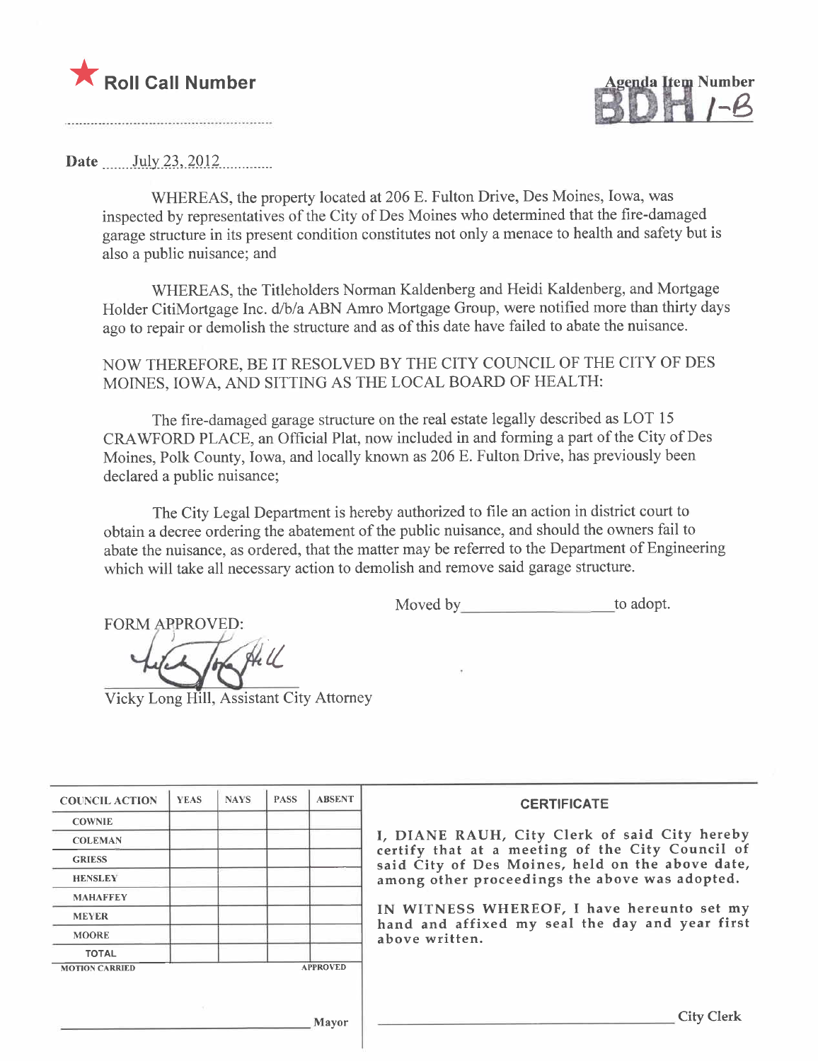★ **Roll Call Number**

Agenda Item Number
BDH 1-B

Date July 23, 2012

WHEREAS, the property located at 206 E. Fulton Drive, Des Moines, Iowa, was inspected by representatives of the City of Des Moines who determined that the fire-damaged garage structure in its present condition constitutes not only a menace to health and safety but is also a public nuisance; and

WHEREAS, the Titleholders Norman Kaldenberg and Heidi Kaldenberg, and Mortgage Holder CitiMortgage Inc. d/b/a ABN Amro Mortgage Group, were notified more than thirty days ago to repair or demolish the structure and as of this date have failed to abate the nuisance.

NOW THEREFORE, BE IT RESOLVED BY THE CITY COUNCIL OF THE CITY OF DES MOINES, IOWA, AND SITTING AS THE LOCAL BOARD OF HEALTH:

The fire-damaged garage structure on the real estate legally described as LOT 15 CRAWFORD PLACE, an Official Plat, now included in and forming a part of the City of Des Moines, Polk County, Iowa, and locally known as 206 E. Fulton Drive, has previously been declared a public nuisance;

The City Legal Department is hereby authorized to file an action in district court to obtain a decree ordering the abatement of the public nuisance, and should the owners fail to abate the nuisance, as ordered, that the matter may be referred to the Department of Engineering which will take all necessary action to demolish and remove said garage structure.

Moved by \_\_\_\_\_\_\_\_\_\_\_\_\_\_\_\_ to adopt.

FORM APPROVED:

Vicky Long Hill, Assistant City Attorney

| COUNCIL ACTION | YEAS | NAYS | PASS | ABSENT |
|---|---|---|---|---|
| COWNIE | | | | |
| COLEMAN | | | | |
| GRIESS | | | | |
| HENSLEY | | | | |
| MAHAFFEY | | | | |
| MEYER | | | | |
| MOORE | | | | |
| TOTAL | | | | |

MOTION CARRIED APPROVED

\_\_\_\_\_\_\_\_\_\_\_\_\_\_\_\_ Mayor

**CERTIFICATE**

I, DIANE RAUH, City Clerk of said City hereby certify that at a meeting of the City Council of said City of Des Moines, held on the above date, among other proceedings the above was adopted.

IN WITNESS WHEREOF, I have hereunto set my hand and affixed my seal the day and year first above written.

\_\_\_\_\_\_\_\_\_\_\_\_\_\_\_\_ City Clerk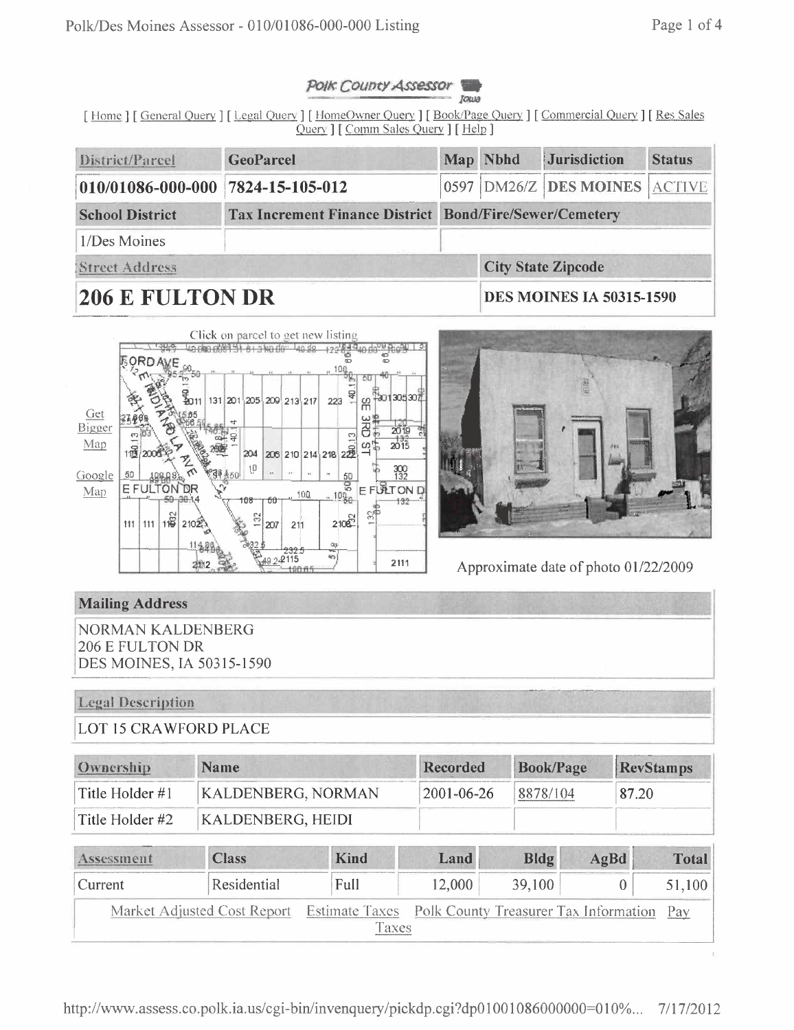Polk County Assessor

[ Home ] [ General Query ] [ Legal Query ] [ HomeOwner Query ] [ Book/Page Query ] [ Commercial Query ] [ Res Sales Query ] [ Comm Sales Query ] [ Help ]

| District/Parcel | GeoParcel | Map | Nbhd | Jurisdiction | Status |
|---|---|---|---|---|---|
| 010/01086-000-000 | 7824-15-105-012 | 0597 | DM26/Z | DES MOINES | ACTIVE |

| School District | Tax Increment Finance District | Bond/Fire/Sewer/Cemetery |
|---|---|---|
| 1/Des Moines | | |

| Street Address | City State Zipcode |
|---|---|
| **206 E FULTON DR** | **DES MOINES IA 50315-1590** |

Click on parcel to get new listing

Get Bigger Map

Google Map

Approximate date of photo 01/22/2009

## Mailing Address

NORMAN KALDENBERG
206 E FULTON DR
DES MOINES, IA 50315-1590

## Legal Description

LOT 15 CRAWFORD PLACE

| Ownership | Name | Recorded | Book/Page | RevStamps |
|---|---|---|---|---|
| Title Holder #1 | KALDENBERG, NORMAN | 2001-06-26 | 8878/104 | 87.20 |
| Title Holder #2 | KALDENBERG, HEIDI | | | |

| Assessment | Class | Kind | Land | Bldg | AgBd | Total |
|---|---|---|---|---|---|---|
| Current | Residential | Full | 12,000 | 39,100 | 0 | 51,100 |

Market Adjusted Cost Report Estimate Taxes Polk County Treasurer Tax Information Pay Taxes

http://www.assess.co.polk.ia.us/cgi-bin/invenquery/pickdp.cgi?dp01001086000000=010%... 7/17/2012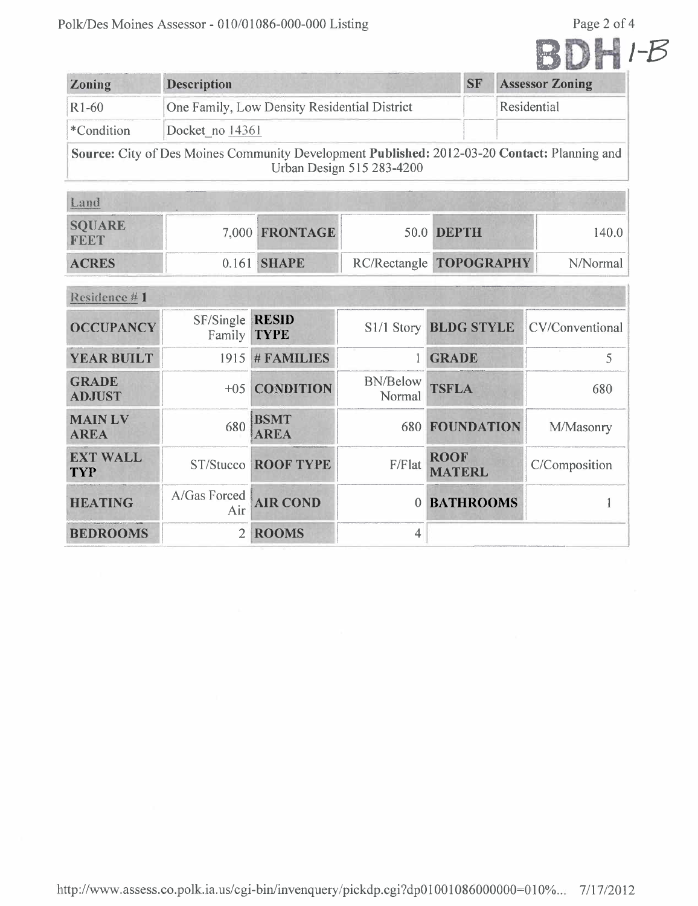BDH 1-B

| Zoning | Description | SF | Assessor Zoning |
|---|---|---|---|
| R1-60 | One Family, Low Density Residential District | | Residential |
| *Condition | Docket_no 14361 | | |

**Source:** City of Des Moines Community Development **Published:** 2012-03-20 **Contact:** Planning and Urban Design 515 283-4200

| Land | | | | | |
|---|---|---|---|---|---|
| **SQUARE FEET** | 7,000 | **FRONTAGE** | 50.0 | **DEPTH** | 140.0 |
| **ACRES** | 0.161 | **SHAPE** | RC/Rectangle | **TOPOGRAPHY** | N/Normal |

| Residence # 1 | | | | | |
|---|---|---|---|---|---|
| **OCCUPANCY** | SF/Single Family | **RESID TYPE** | S1/1 Story | **BLDG STYLE** | CV/Conventional |
| **YEAR BUILT** | 1915 | **# FAMILIES** | 1 | **GRADE** | 5 |
| **GRADE ADJUST** | +05 | **CONDITION** | BN/Below Normal | **TSFLA** | 680 |
| **MAIN LV AREA** | 680 | **BSMT AREA** | 680 | **FOUNDATION** | M/Masonry |
| **EXT WALL TYP** | ST/Stucco | **ROOF TYPE** | F/Flat | **ROOF MATERL** | C/Composition |
| **HEATING** | A/Gas Forced Air | **AIR COND** | 0 | **BATHROOMS** | 1 |
| **BEDROOMS** | 2 | **ROOMS** | 4 | | |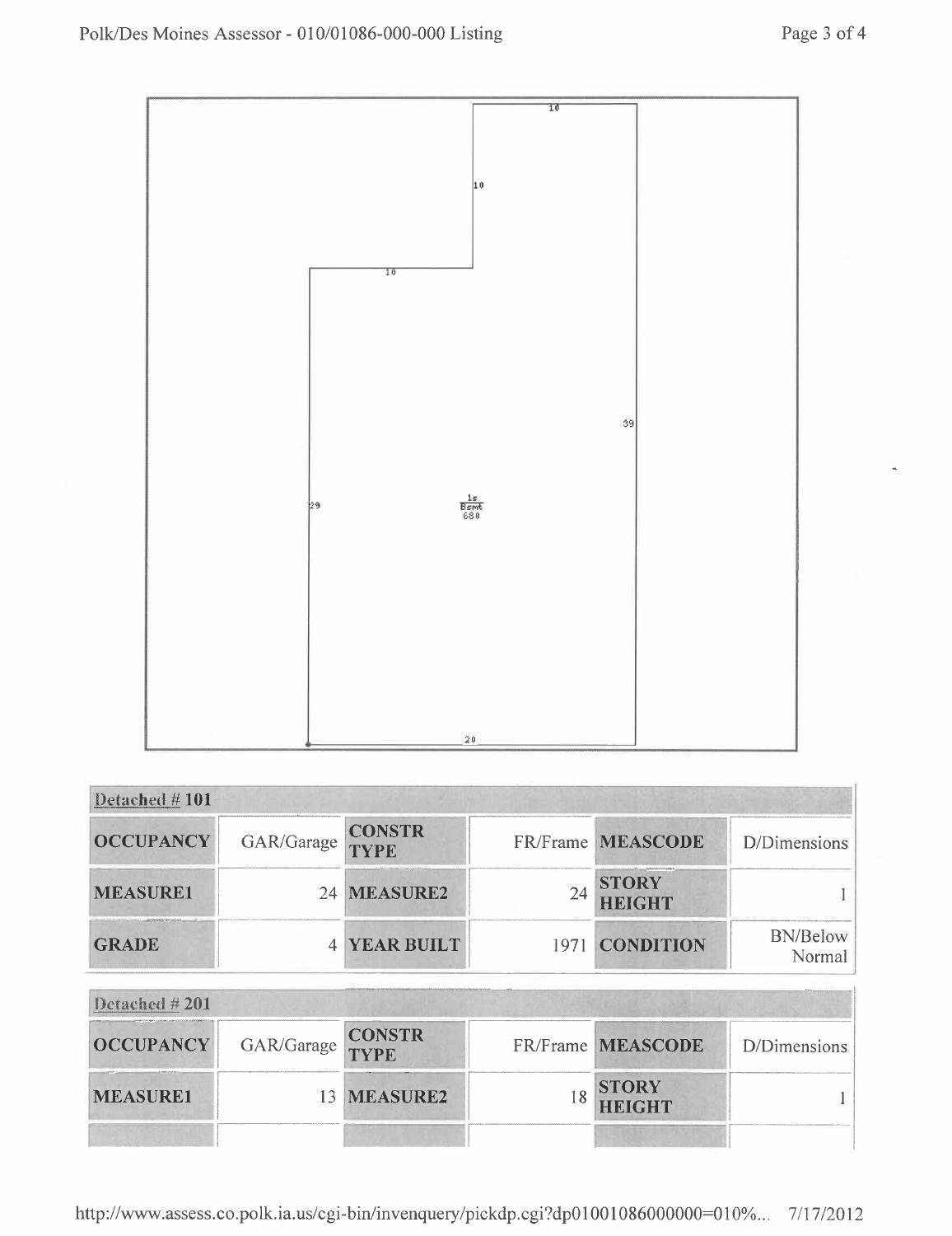10

10

10

39

29

1s
Bsmt
680

20

| Detached # 101 | | | | | |
|---|---|---|---|---|---|
| **OCCUPANCY** | GAR/Garage | **CONSTR TYPE** | FR/Frame | **MEASCODE** | D/Dimensions |
| **MEASURE1** | 24 | **MEASURE2** | 24 | **STORY HEIGHT** | 1 |
| **GRADE** | 4 | **YEAR BUILT** | 1971 | **CONDITION** | BN/Below Normal |

| Detached # 201 | | | | | |
|---|---|---|---|---|---|
| **OCCUPANCY** | GAR/Garage | **CONSTR TYPE** | FR/Frame | **MEASCODE** | D/Dimensions |
| **MEASURE1** | 13 | **MEASURE2** | 18 | **STORY HEIGHT** | 1 |
| | | | | | |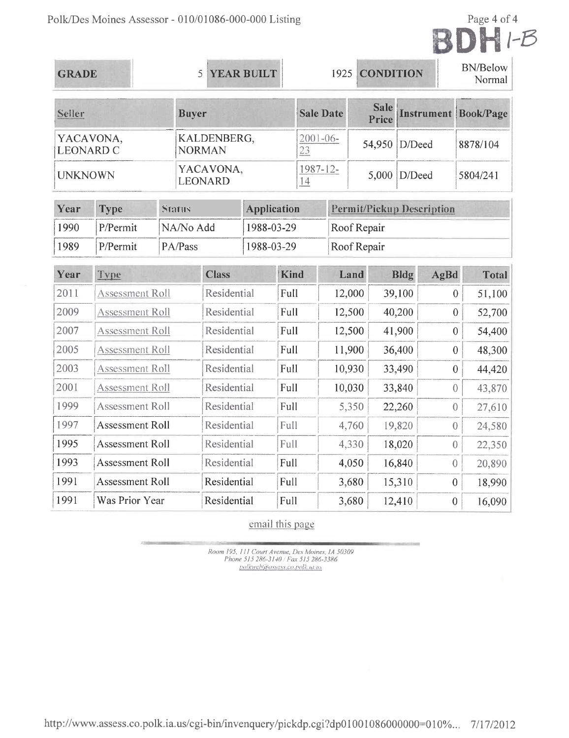BDH 1-B

| GRADE | 5 | YEAR BUILT | 1925 | CONDITION | BN/Below Normal |
|---|---|---|---|---|---|

| Seller | Buyer | Sale Date | Sale Price | Instrument | Book/Page |
|---|---|---|---|---|---|
| YACAVONA, LEONARD C | KALDENBERG, NORMAN | 2001-06-23 | 54,950 | D/Deed | 8878/104 |
| UNKNOWN | YACAVONA, LEONARD | 1987-12-14 | 5,000 | D/Deed | 5804/241 |

| Year | Type | Status | Application | Permit/Pickup Description |
|---|---|---|---|---|
| 1990 | P/Permit | NA/No Add | 1988-03-29 | Roof Repair |
| 1989 | P/Permit | PA/Pass | 1988-03-29 | Roof Repair |

| Year | Type | Class | Kind | Land | Bldg | AgBd | Total |
|---|---|---|---|---|---|---|---|
| 2011 | Assessment Roll | Residential | Full | 12,000 | 39,100 | 0 | 51,100 |
| 2009 | Assessment Roll | Residential | Full | 12,500 | 40,200 | 0 | 52,700 |
| 2007 | Assessment Roll | Residential | Full | 12,500 | 41,900 | 0 | 54,400 |
| 2005 | Assessment Roll | Residential | Full | 11,900 | 36,400 | 0 | 48,300 |
| 2003 | Assessment Roll | Residential | Full | 10,930 | 33,490 | 0 | 44,420 |
| 2001 | Assessment Roll | Residential | Full | 10,030 | 33,840 | 0 | 43,870 |
| 1999 | Assessment Roll | Residential | Full | 5,350 | 22,260 | 0 | 27,610 |
| 1997 | Assessment Roll | Residential | Full | 4,760 | 19,820 | 0 | 24,580 |
| 1995 | Assessment Roll | Residential | Full | 4,330 | 18,020 | 0 | 22,350 |
| 1993 | Assessment Roll | Residential | Full | 4,050 | 16,840 | 0 | 20,890 |
| 1991 | Assessment Roll | Residential | Full | 3,680 | 15,310 | 0 | 18,990 |
| 1991 | Was Prior Year | Residential | Full | 3,680 | 12,410 | 0 | 16,090 |

email this page

*Room 195, 111 Court Avenue, Des Moines, IA 50309*
*Phone 515 286-3140 / Fax 515 286-3386*
*polkweb@assess.co.polk.ia.us*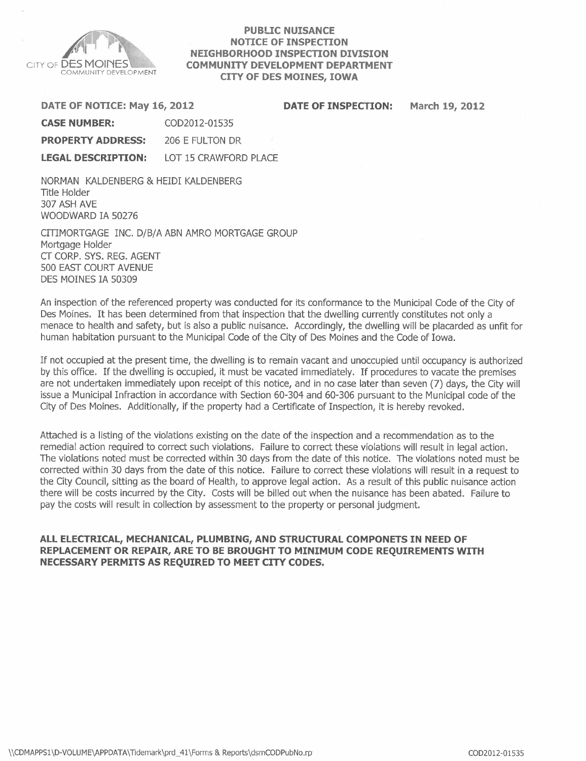CITY OF DES MOINES
COMMUNITY DEVELOPMENT

**PUBLIC NUISANCE**
**NOTICE OF INSPECTION**
**NEIGHBORHOOD INSPECTION DIVISION**
**COMMUNITY DEVELOPMENT DEPARTMENT**
**CITY OF DES MOINES, IOWA**

**DATE OF NOTICE: May 16, 2012** **DATE OF INSPECTION: March 19, 2012**

**CASE NUMBER:** COD2012-01535

**PROPERTY ADDRESS:** 206 E FULTON DR

**LEGAL DESCRIPTION:** LOT 15 CRAWFORD PLACE

NORMAN KALDENBERG & HEIDI KALDENBERG
Title Holder
307 ASH AVE
WOODWARD IA 50276

CITIMORTGAGE INC. D/B/A ABN AMRO MORTGAGE GROUP
Mortgage Holder
CT CORP. SYS. REG. AGENT
500 EAST COURT AVENUE
DES MOINES IA 50309

An inspection of the referenced property was conducted for its conformance to the Municipal Code of the City of Des Moines. It has been determined from that inspection that the dwelling currently constitutes not only a menace to health and safety, but is also a public nuisance. Accordingly, the dwelling will be placarded as unfit for human habitation pursuant to the Municipal Code of the City of Des Moines and the Code of Iowa.

If not occupied at the present time, the dwelling is to remain vacant and unoccupied until occupancy is authorized by this office. If the dwelling is occupied, it must be vacated immediately. If procedures to vacate the premises are not undertaken immediately upon receipt of this notice, and in no case later than seven (7) days, the City will issue a Municipal Infraction in accordance with Section 60-304 and 60-306 pursuant to the Municipal code of the City of Des Moines. Additionally, if the property had a Certificate of Inspection, it is hereby revoked.

Attached is a listing of the violations existing on the date of the inspection and a recommendation as to the remedial action required to correct such violations. Failure to correct these violations will result in legal action. The violations noted must be corrected within 30 days from the date of this notice. The violations noted must be corrected within 30 days from the date of this notice. Failure to correct these violations will result in a request to the City Council, sitting as the board of Health, to approve legal action. As a result of this public nuisance action there will be costs incurred by the City. Costs will be billed out when the nuisance has been abated. Failure to pay the costs will result in collection by assessment to the property or personal judgment.

**ALL ELECTRICAL, MECHANICAL, PLUMBING, AND STRUCTURAL COMPONETS IN NEED OF REPLACEMENT OR REPAIR, ARE TO BE BROUGHT TO MINIMUM CODE REQUIREMENTS WITH NECESSARY PERMITS AS REQUIRED TO MEET CITY CODES.**

\\CDMAPPS1\D-VOLUME\APPDATA\Tidemark\prd_41\Forms & Reports\dsmCODPubNo.rp COD2012-01535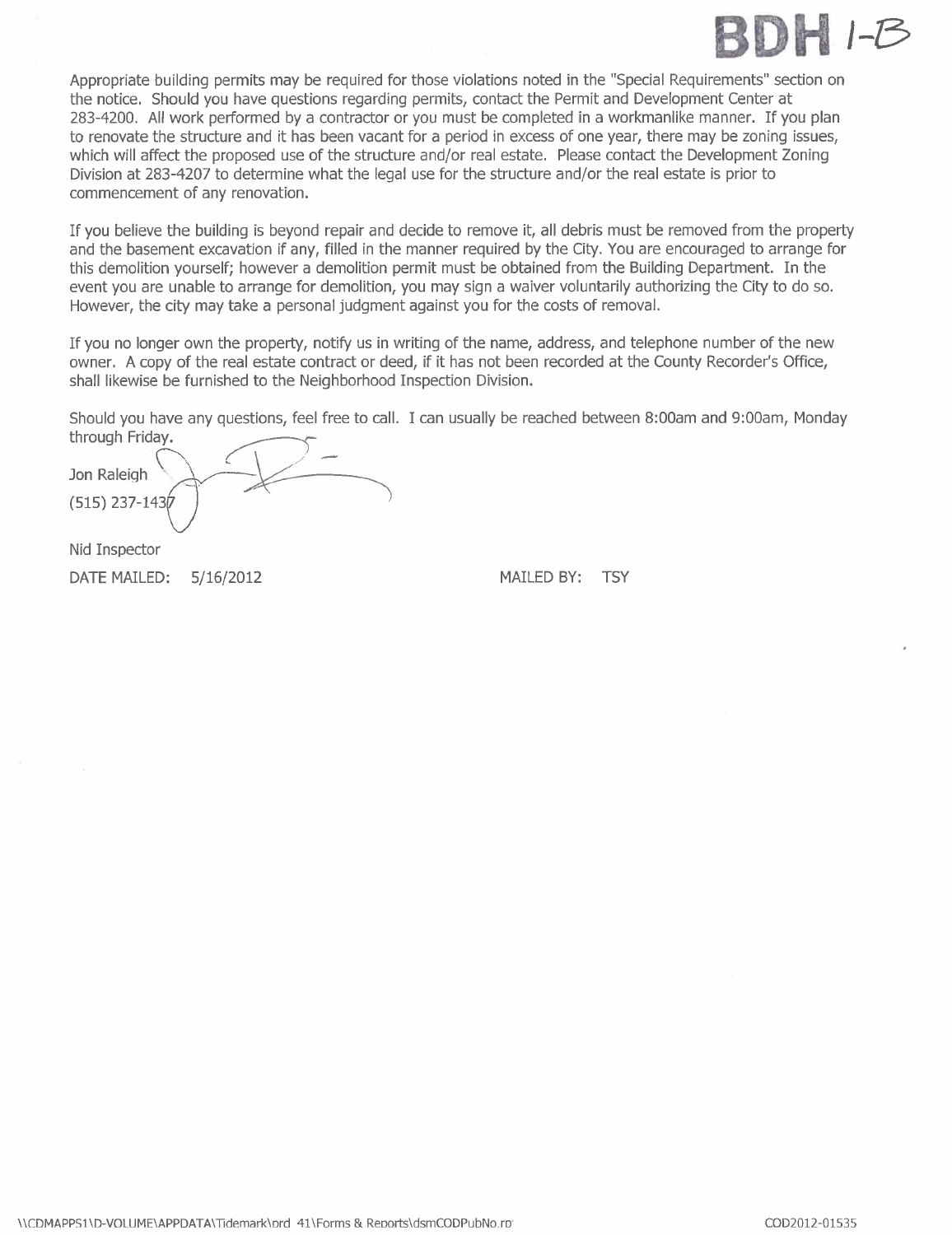BDH 1-B

Appropriate building permits may be required for those violations noted in the "Special Requirements" section on the notice. Should you have questions regarding permits, contact the Permit and Development Center at 283-4200. All work performed by a contractor or you must be completed in a workmanlike manner. If you plan to renovate the structure and it has been vacant for a period in excess of one year, there may be zoning issues, which will affect the proposed use of the structure and/or real estate. Please contact the Development Zoning Division at 283-4207 to determine what the legal use for the structure and/or the real estate is prior to commencement of any renovation.

If you believe the building is beyond repair and decide to remove it, all debris must be removed from the property and the basement excavation if any, filled in the manner required by the City. You are encouraged to arrange for this demolition yourself; however a demolition permit must be obtained from the Building Department. In the event you are unable to arrange for demolition, you may sign a waiver voluntarily authorizing the City to do so. However, the city may take a personal judgment against you for the costs of removal.

If you no longer own the property, notify us in writing of the name, address, and telephone number of the new owner. A copy of the real estate contract or deed, if it has not been recorded at the County Recorder's Office, shall likewise be furnished to the Neighborhood Inspection Division.

Should you have any questions, feel free to call. I can usually be reached between 8:00am and 9:00am, Monday through Friday.

Jon Raleigh
(515) 237-1437

Nid Inspector

DATE MAILED: 5/16/2012 MAILED BY: TSY

\\CDMAPPS1\D-VOLUME\APPDATA\Tidemark\prd 41\Forms & Reports\dsmCODPubNo.rp COD2012-01535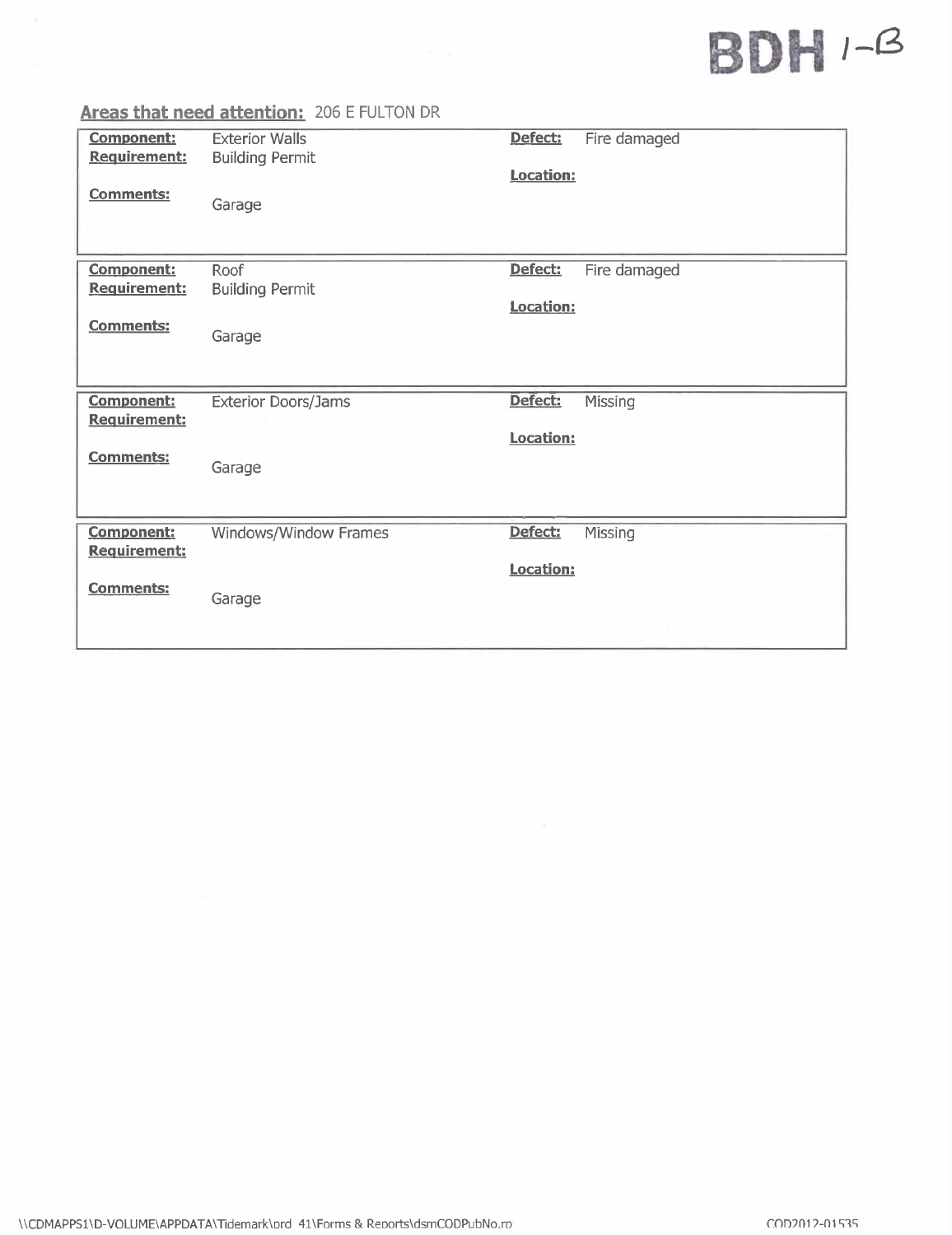BDH 1-B

**Areas that need attention:** 206 E FULTON DR

| | | | |
|---|---|---|---|
| **Component:** | Exterior Walls | **Defect:** | Fire damaged |
| **Requirement:** | Building Permit | **Location:** | |
| **Comments:** | Garage | | |

| | | | |
|---|---|---|---|
| **Component:** | Roof | **Defect:** | Fire damaged |
| **Requirement:** | Building Permit | **Location:** | |
| **Comments:** | Garage | | |

| | | | |
|---|---|---|---|
| **Component:** | Exterior Doors/Jams | **Defect:** | Missing |
| **Requirement:** | | **Location:** | |
| **Comments:** | Garage | | |

| | | | |
|---|---|---|---|
| **Component:** | Windows/Window Frames | **Defect:** | Missing |
| **Requirement:** | | **Location:** | |
| **Comments:** | Garage | | |

\\CDMAPPS1\D-VOLUME\APPDATA\Tidemark\prd_41\Forms & Reports\dsmCODPubNo.rp

COD2012-01535